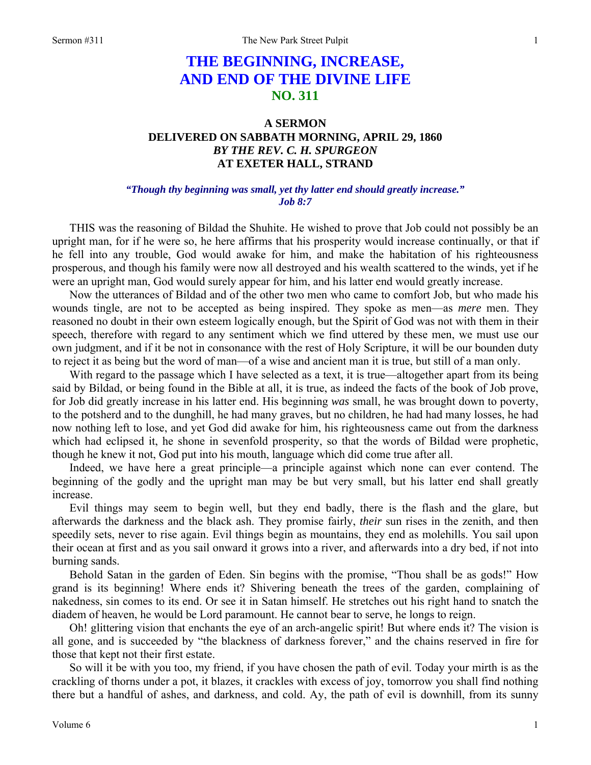# THE BEGINNING, INCREASE, AND END OF THE DIVINE LIFE
## NO. 311

### A SERMON
### DELIVERED ON SABBATH MORNING, APRIL 29, 1860
### *BY THE REV. C. H. SPURGEON*
### AT EXETER HALL, STRAND

***"Though thy beginning was small, yet thy latter end should greatly increase." Job 8:7***

THIS was the reasoning of Bildad the Shuhite. He wished to prove that Job could not possibly be an upright man, for if he were so, he here affirms that his prosperity would increase continually, or that if he fell into any trouble, God would awake for him, and make the habitation of his righteousness prosperous, and though his family were now all destroyed and his wealth scattered to the winds, yet if he were an upright man, God would surely appear for him, and his latter end would greatly increase.

Now the utterances of Bildad and of the other two men who came to comfort Job, but who made his wounds tingle, are not to be accepted as being inspired. They spoke as men—as *mere* men. They reasoned no doubt in their own esteem logically enough, but the Spirit of God was not with them in their speech, therefore with regard to any sentiment which we find uttered by these men, we must use our own judgment, and if it be not in consonance with the rest of Holy Scripture, it will be our bounden duty to reject it as being but the word of man—of a wise and ancient man it is true, but still of a man only.

With regard to the passage which I have selected as a text, it is true—altogether apart from its being said by Bildad, or being found in the Bible at all, it is true, as indeed the facts of the book of Job prove, for Job did greatly increase in his latter end. His beginning *was* small, he was brought down to poverty, to the potsherd and to the dunghill, he had many graves, but no children, he had had many losses, he had now nothing left to lose, and yet God did awake for him, his righteousness came out from the darkness which had eclipsed it, he shone in sevenfold prosperity, so that the words of Bildad were prophetic, though he knew it not, God put into his mouth, language which did come true after all.

Indeed, we have here a great principle—a principle against which none can ever contend. The beginning of the godly and the upright man may be but very small, but his latter end shall greatly increase.

Evil things may seem to begin well, but they end badly, there is the flash and the glare, but afterwards the darkness and the black ash. They promise fairly, *their* sun rises in the zenith, and then speedily sets, never to rise again. Evil things begin as mountains, they end as molehills. You sail upon their ocean at first and as you sail onward it grows into a river, and afterwards into a dry bed, if not into burning sands.

Behold Satan in the garden of Eden. Sin begins with the promise, "Thou shall be as gods!" How grand is its beginning! Where ends it? Shivering beneath the trees of the garden, complaining of nakedness, sin comes to its end. Or see it in Satan himself. He stretches out his right hand to snatch the diadem of heaven, he would be Lord paramount. He cannot bear to serve, he longs to reign.

Oh! glittering vision that enchants the eye of an arch-angelic spirit! But where ends it? The vision is all gone, and is succeeded by "the blackness of darkness forever," and the chains reserved in fire for those that kept not their first estate.

So will it be with you too, my friend, if you have chosen the path of evil. Today your mirth is as the crackling of thorns under a pot, it blazes, it crackles with excess of joy, tomorrow you shall find nothing there but a handful of ashes, and darkness, and cold. Ay, the path of evil is downhill, from its sunny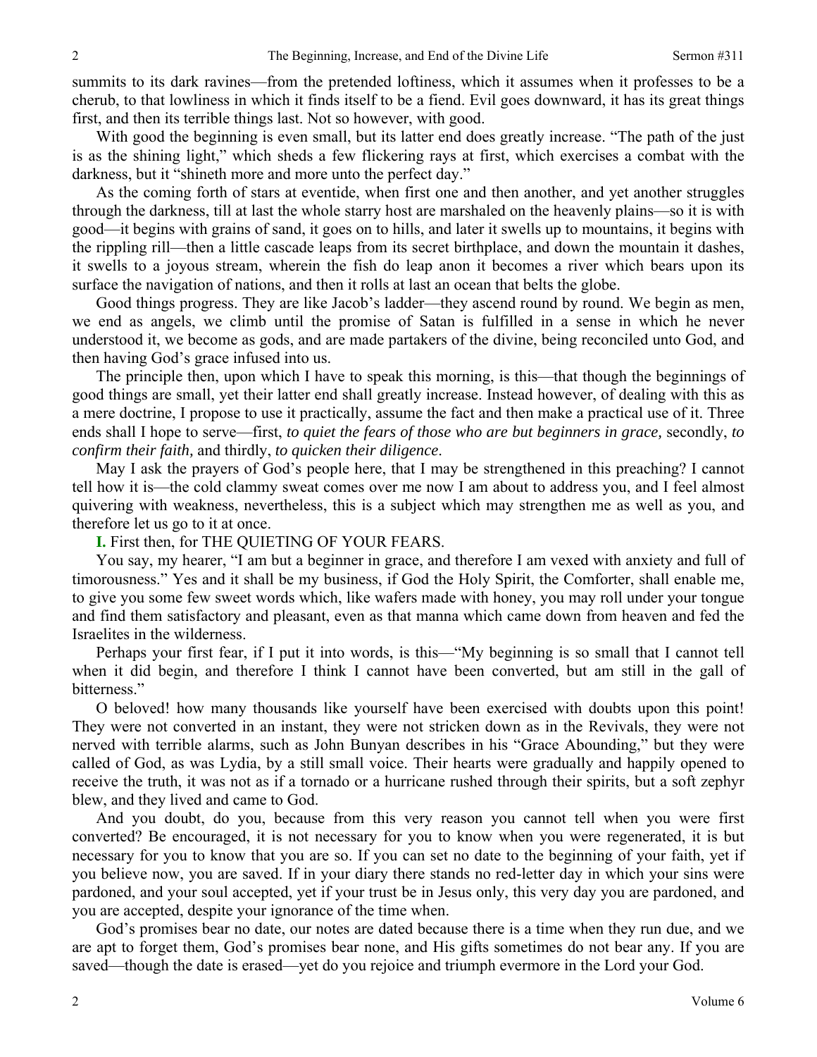summits to its dark ravines—from the pretended loftiness, which it assumes when it professes to be a cherub, to that lowliness in which it finds itself to be a fiend. Evil goes downward, it has its great things first, and then its terrible things last. Not so however, with good.

With good the beginning is even small, but its latter end does greatly increase. "The path of the just is as the shining light," which sheds a few flickering rays at first, which exercises a combat with the darkness, but it "shineth more and more unto the perfect day."

As the coming forth of stars at eventide, when first one and then another, and yet another struggles through the darkness, till at last the whole starry host are marshaled on the heavenly plains—so it is with good—it begins with grains of sand, it goes on to hills, and later it swells up to mountains, it begins with the rippling rill—then a little cascade leaps from its secret birthplace, and down the mountain it dashes, it swells to a joyous stream, wherein the fish do leap anon it becomes a river which bears upon its surface the navigation of nations, and then it rolls at last an ocean that belts the globe.

Good things progress. They are like Jacob's ladder—they ascend round by round. We begin as men, we end as angels, we climb until the promise of Satan is fulfilled in a sense in which he never understood it, we become as gods, and are made partakers of the divine, being reconciled unto God, and then having God's grace infused into us.

The principle then, upon which I have to speak this morning, is this—that though the beginnings of good things are small, yet their latter end shall greatly increase. Instead however, of dealing with this as a mere doctrine, I propose to use it practically, assume the fact and then make a practical use of it. Three ends shall I hope to serve—first, *to quiet the fears of those who are but beginners in grace,* secondly, *to confirm their faith,* and thirdly, *to quicken their diligence*.

May I ask the prayers of God's people here, that I may be strengthened in this preaching? I cannot tell how it is—the cold clammy sweat comes over me now I am about to address you, and I feel almost quivering with weakness, nevertheless, this is a subject which may strengthen me as well as you, and therefore let us go to it at once.

**I.** First then, for THE QUIETING OF YOUR FEARS.

You say, my hearer, "I am but a beginner in grace, and therefore I am vexed with anxiety and full of timorousness." Yes and it shall be my business, if God the Holy Spirit, the Comforter, shall enable me, to give you some few sweet words which, like wafers made with honey, you may roll under your tongue and find them satisfactory and pleasant, even as that manna which came down from heaven and fed the Israelites in the wilderness.

Perhaps your first fear, if I put it into words, is this—"My beginning is so small that I cannot tell when it did begin, and therefore I think I cannot have been converted, but am still in the gall of bitterness."

O beloved! how many thousands like yourself have been exercised with doubts upon this point! They were not converted in an instant, they were not stricken down as in the Revivals, they were not nerved with terrible alarms, such as John Bunyan describes in his "Grace Abounding," but they were called of God, as was Lydia, by a still small voice. Their hearts were gradually and happily opened to receive the truth, it was not as if a tornado or a hurricane rushed through their spirits, but a soft zephyr blew, and they lived and came to God.

And you doubt, do you, because from this very reason you cannot tell when you were first converted? Be encouraged, it is not necessary for you to know when you were regenerated, it is but necessary for you to know that you are so. If you can set no date to the beginning of your faith, yet if you believe now, you are saved. If in your diary there stands no red-letter day in which your sins were pardoned, and your soul accepted, yet if your trust be in Jesus only, this very day you are pardoned, and you are accepted, despite your ignorance of the time when.

God's promises bear no date, our notes are dated because there is a time when they run due, and we are apt to forget them, God's promises bear none, and His gifts sometimes do not bear any. If you are saved—though the date is erased—yet do you rejoice and triumph evermore in the Lord your God.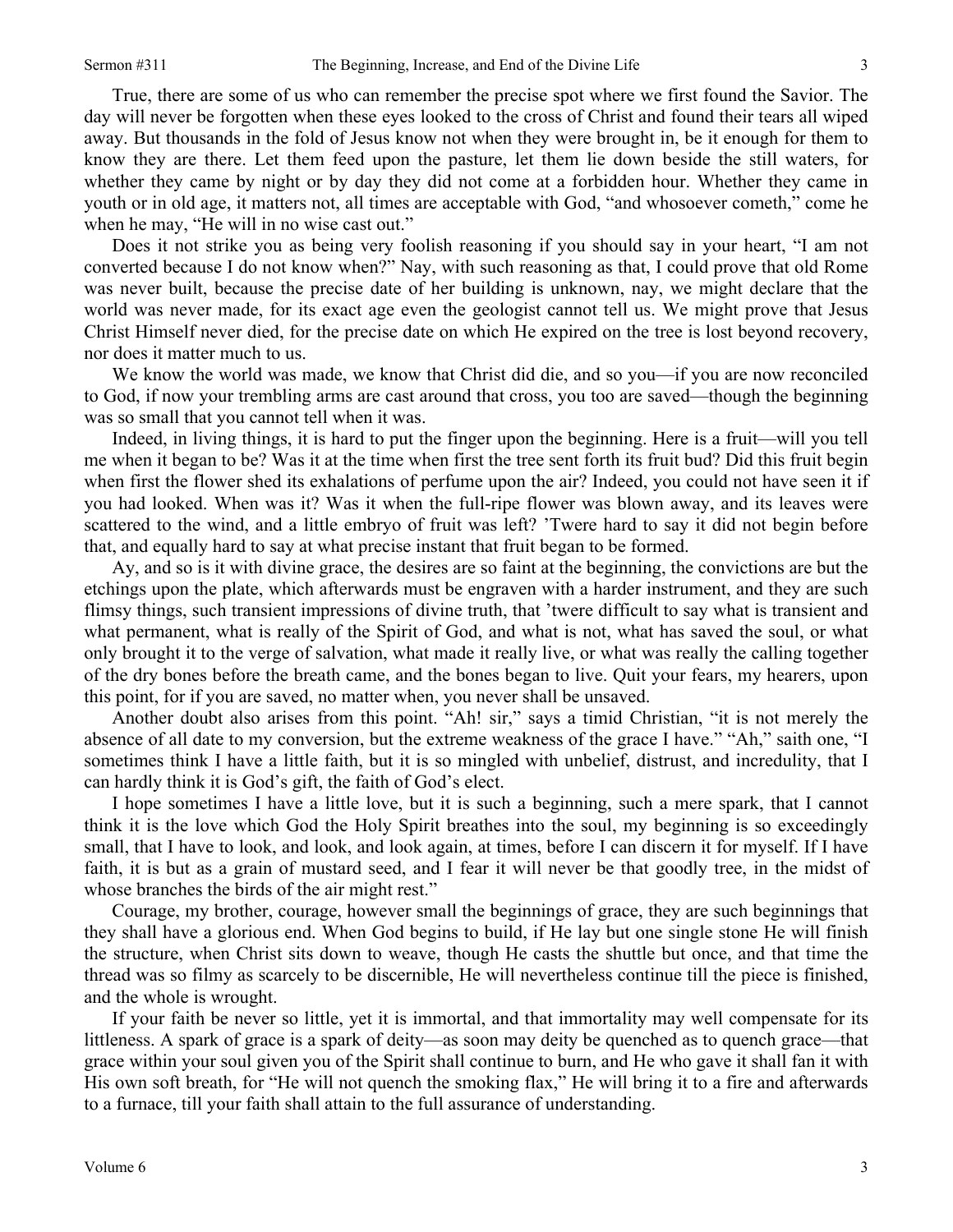True, there are some of us who can remember the precise spot where we first found the Savior. The day will never be forgotten when these eyes looked to the cross of Christ and found their tears all wiped away. But thousands in the fold of Jesus know not when they were brought in, be it enough for them to know they are there. Let them feed upon the pasture, let them lie down beside the still waters, for whether they came by night or by day they did not come at a forbidden hour. Whether they came in youth or in old age, it matters not, all times are acceptable with God, "and whosoever cometh," come he when he may, "He will in no wise cast out."

Does it not strike you as being very foolish reasoning if you should say in your heart, "I am not converted because I do not know when?" Nay, with such reasoning as that, I could prove that old Rome was never built, because the precise date of her building is unknown, nay, we might declare that the world was never made, for its exact age even the geologist cannot tell us. We might prove that Jesus Christ Himself never died, for the precise date on which He expired on the tree is lost beyond recovery, nor does it matter much to us.

We know the world was made, we know that Christ did die, and so you—if you are now reconciled to God, if now your trembling arms are cast around that cross, you too are saved—though the beginning was so small that you cannot tell when it was.

Indeed, in living things, it is hard to put the finger upon the beginning. Here is a fruit—will you tell me when it began to be? Was it at the time when first the tree sent forth its fruit bud? Did this fruit begin when first the flower shed its exhalations of perfume upon the air? Indeed, you could not have seen it if you had looked. When was it? Was it when the full-ripe flower was blown away, and its leaves were scattered to the wind, and a little embryo of fruit was left? 'Twere hard to say it did not begin before that, and equally hard to say at what precise instant that fruit began to be formed.

Ay, and so is it with divine grace, the desires are so faint at the beginning, the convictions are but the etchings upon the plate, which afterwards must be engraven with a harder instrument, and they are such flimsy things, such transient impressions of divine truth, that 'twere difficult to say what is transient and what permanent, what is really of the Spirit of God, and what is not, what has saved the soul, or what only brought it to the verge of salvation, what made it really live, or what was really the calling together of the dry bones before the breath came, and the bones began to live. Quit your fears, my hearers, upon this point, for if you are saved, no matter when, you never shall be unsaved.

Another doubt also arises from this point. "Ah! sir," says a timid Christian, "it is not merely the absence of all date to my conversion, but the extreme weakness of the grace I have." "Ah," saith one, "I sometimes think I have a little faith, but it is so mingled with unbelief, distrust, and incredulity, that I can hardly think it is God's gift, the faith of God's elect.

I hope sometimes I have a little love, but it is such a beginning, such a mere spark, that I cannot think it is the love which God the Holy Spirit breathes into the soul, my beginning is so exceedingly small, that I have to look, and look, and look again, at times, before I can discern it for myself. If I have faith, it is but as a grain of mustard seed, and I fear it will never be that goodly tree, in the midst of whose branches the birds of the air might rest."

Courage, my brother, courage, however small the beginnings of grace, they are such beginnings that they shall have a glorious end. When God begins to build, if He lay but one single stone He will finish the structure, when Christ sits down to weave, though He casts the shuttle but once, and that time the thread was so filmy as scarcely to be discernible, He will nevertheless continue till the piece is finished, and the whole is wrought.

If your faith be never so little, yet it is immortal, and that immortality may well compensate for its littleness. A spark of grace is a spark of deity—as soon may deity be quenched as to quench grace—that grace within your soul given you of the Spirit shall continue to burn, and He who gave it shall fan it with His own soft breath, for "He will not quench the smoking flax," He will bring it to a fire and afterwards to a furnace, till your faith shall attain to the full assurance of understanding.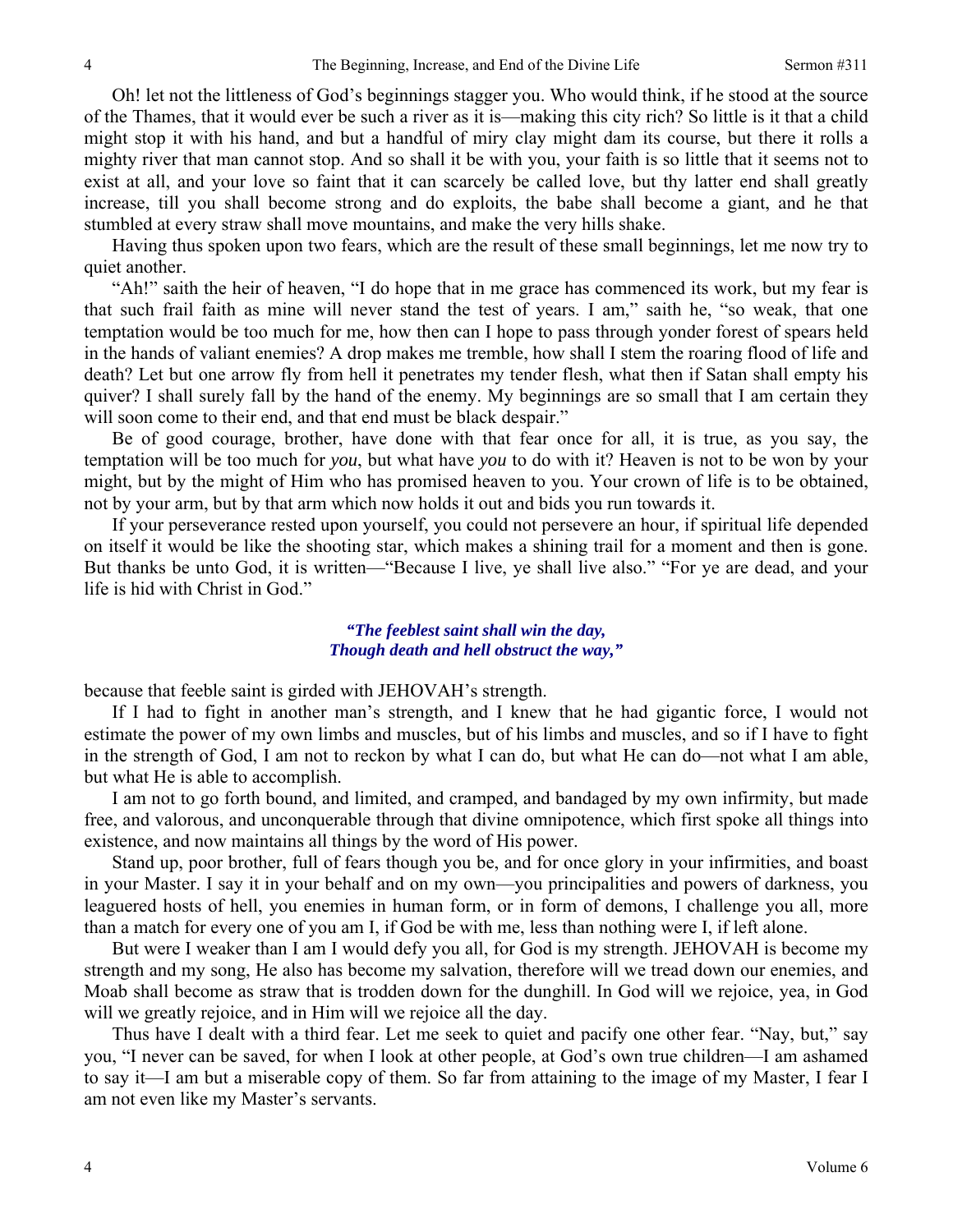Oh! let not the littleness of God's beginnings stagger you. Who would think, if he stood at the source of the Thames, that it would ever be such a river as it is—making this city rich? So little is it that a child might stop it with his hand, and but a handful of miry clay might dam its course, but there it rolls a mighty river that man cannot stop. And so shall it be with you, your faith is so little that it seems not to exist at all, and your love so faint that it can scarcely be called love, but thy latter end shall greatly increase, till you shall become strong and do exploits, the babe shall become a giant, and he that stumbled at every straw shall move mountains, and make the very hills shake.

Having thus spoken upon two fears, which are the result of these small beginnings, let me now try to quiet another.

"Ah!" saith the heir of heaven, "I do hope that in me grace has commenced its work, but my fear is that such frail faith as mine will never stand the test of years. I am," saith he, "so weak, that one temptation would be too much for me, how then can I hope to pass through yonder forest of spears held in the hands of valiant enemies? A drop makes me tremble, how shall I stem the roaring flood of life and death? Let but one arrow fly from hell it penetrates my tender flesh, what then if Satan shall empty his quiver? I shall surely fall by the hand of the enemy. My beginnings are so small that I am certain they will soon come to their end, and that end must be black despair."

Be of good courage, brother, have done with that fear once for all, it is true, as you say, the temptation will be too much for *you*, but what have *you* to do with it? Heaven is not to be won by your might, but by the might of Him who has promised heaven to you. Your crown of life is to be obtained, not by your arm, but by that arm which now holds it out and bids you run towards it.

If your perseverance rested upon yourself, you could not persevere an hour, if spiritual life depended on itself it would be like the shooting star, which makes a shining trail for a moment and then is gone. But thanks be unto God, it is written—"Because I live, ye shall live also." "For ye are dead, and your life is hid with Christ in God."

> ***"The feeblest saint shall win the day,***
> ***Though death and hell obstruct the way,"***

because that feeble saint is girded with JEHOVAH's strength.

If I had to fight in another man's strength, and I knew that he had gigantic force, I would not estimate the power of my own limbs and muscles, but of his limbs and muscles, and so if I have to fight in the strength of God, I am not to reckon by what I can do, but what He can do—not what I am able, but what He is able to accomplish.

I am not to go forth bound, and limited, and cramped, and bandaged by my own infirmity, but made free, and valorous, and unconquerable through that divine omnipotence, which first spoke all things into existence, and now maintains all things by the word of His power.

Stand up, poor brother, full of fears though you be, and for once glory in your infirmities, and boast in your Master. I say it in your behalf and on my own—you principalities and powers of darkness, you leaguered hosts of hell, you enemies in human form, or in form of demons, I challenge you all, more than a match for every one of you am I, if God be with me, less than nothing were I, if left alone.

But were I weaker than I am I would defy you all, for God is my strength. JEHOVAH is become my strength and my song, He also has become my salvation, therefore will we tread down our enemies, and Moab shall become as straw that is trodden down for the dunghill. In God will we rejoice, yea, in God will we greatly rejoice, and in Him will we rejoice all the day.

Thus have I dealt with a third fear. Let me seek to quiet and pacify one other fear. "Nay, but," say you, "I never can be saved, for when I look at other people, at God's own true children—I am ashamed to say it—I am but a miserable copy of them. So far from attaining to the image of my Master, I fear I am not even like my Master's servants.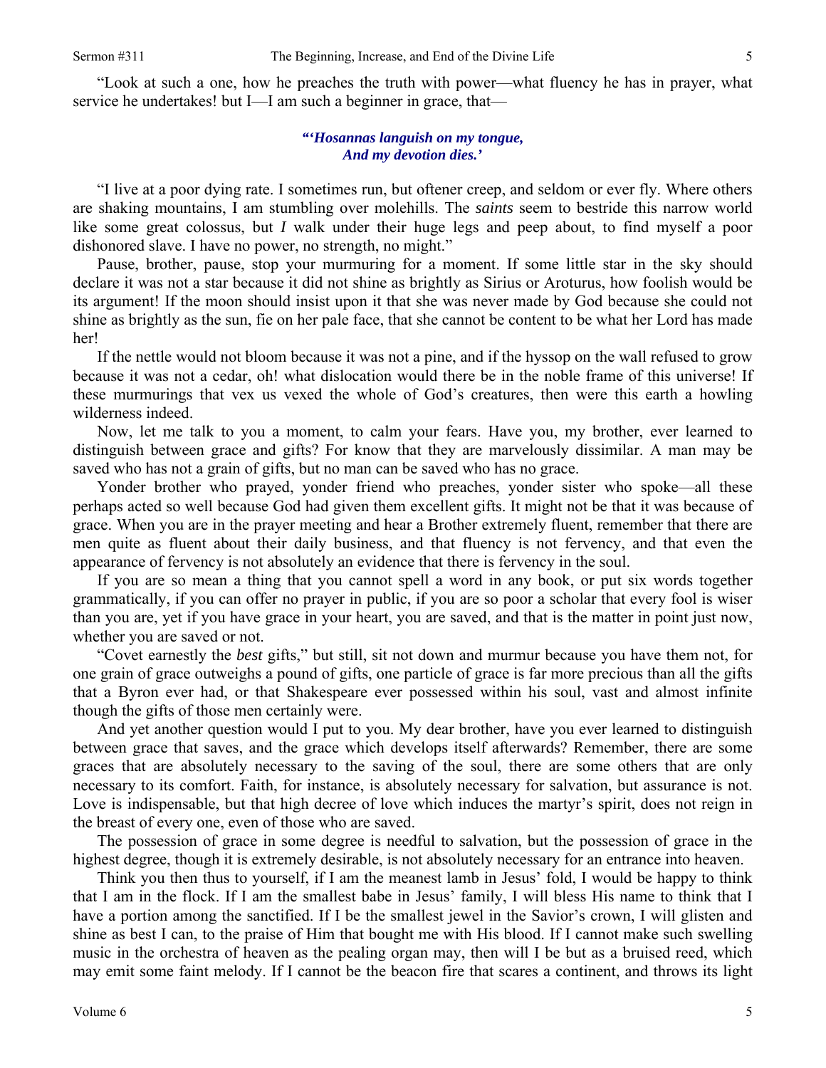"Look at such a one, how he preaches the truth with power—what fluency he has in prayer, what service he undertakes! but I—I am such a beginner in grace, that—

> ***"'Hosannas languish on my tongue,***
> ***And my devotion dies.'***

"I live at a poor dying rate. I sometimes run, but oftener creep, and seldom or ever fly. Where others are shaking mountains, I am stumbling over molehills. The *saints* seem to bestride this narrow world like some great colossus, but *I* walk under their huge legs and peep about, to find myself a poor dishonored slave. I have no power, no strength, no might."

Pause, brother, pause, stop your murmuring for a moment. If some little star in the sky should declare it was not a star because it did not shine as brightly as Sirius or Aroturus, how foolish would be its argument! If the moon should insist upon it that she was never made by God because she could not shine as brightly as the sun, fie on her pale face, that she cannot be content to be what her Lord has made her!

If the nettle would not bloom because it was not a pine, and if the hyssop on the wall refused to grow because it was not a cedar, oh! what dislocation would there be in the noble frame of this universe! If these murmurings that vex us vexed the whole of God's creatures, then were this earth a howling wilderness indeed.

Now, let me talk to you a moment, to calm your fears. Have you, my brother, ever learned to distinguish between grace and gifts? For know that they are marvelously dissimilar. A man may be saved who has not a grain of gifts, but no man can be saved who has no grace.

Yonder brother who prayed, yonder friend who preaches, yonder sister who spoke—all these perhaps acted so well because God had given them excellent gifts. It might not be that it was because of grace. When you are in the prayer meeting and hear a Brother extremely fluent, remember that there are men quite as fluent about their daily business, and that fluency is not fervency, and that even the appearance of fervency is not absolutely an evidence that there is fervency in the soul.

If you are so mean a thing that you cannot spell a word in any book, or put six words together grammatically, if you can offer no prayer in public, if you are so poor a scholar that every fool is wiser than you are, yet if you have grace in your heart, you are saved, and that is the matter in point just now, whether you are saved or not.

"Covet earnestly the *best* gifts," but still, sit not down and murmur because you have them not, for one grain of grace outweighs a pound of gifts, one particle of grace is far more precious than all the gifts that a Byron ever had, or that Shakespeare ever possessed within his soul, vast and almost infinite though the gifts of those men certainly were.

And yet another question would I put to you. My dear brother, have you ever learned to distinguish between grace that saves, and the grace which develops itself afterwards? Remember, there are some graces that are absolutely necessary to the saving of the soul, there are some others that are only necessary to its comfort. Faith, for instance, is absolutely necessary for salvation, but assurance is not. Love is indispensable, but that high decree of love which induces the martyr's spirit, does not reign in the breast of every one, even of those who are saved.

The possession of grace in some degree is needful to salvation, but the possession of grace in the highest degree, though it is extremely desirable, is not absolutely necessary for an entrance into heaven.

Think you then thus to yourself, if I am the meanest lamb in Jesus' fold, I would be happy to think that I am in the flock. If I am the smallest babe in Jesus' family, I will bless His name to think that I have a portion among the sanctified. If I be the smallest jewel in the Savior's crown, I will glisten and shine as best I can, to the praise of Him that bought me with His blood. If I cannot make such swelling music in the orchestra of heaven as the pealing organ may, then will I be but as a bruised reed, which may emit some faint melody. If I cannot be the beacon fire that scares a continent, and throws its light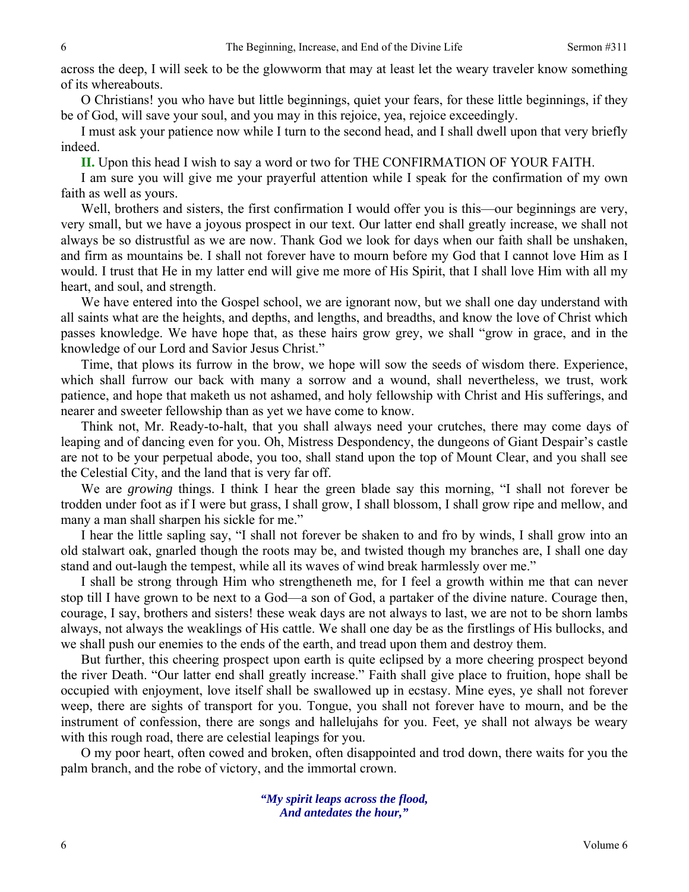across the deep, I will seek to be the glowworm that may at least let the weary traveler know something of its whereabouts.

O Christians! you who have but little beginnings, quiet your fears, for these little beginnings, if they be of God, will save your soul, and you may in this rejoice, yea, rejoice exceedingly.

I must ask your patience now while I turn to the second head, and I shall dwell upon that very briefly indeed.

**II.** Upon this head I wish to say a word or two for THE CONFIRMATION OF YOUR FAITH.

I am sure you will give me your prayerful attention while I speak for the confirmation of my own faith as well as yours.

Well, brothers and sisters, the first confirmation I would offer you is this—our beginnings are very, very small, but we have a joyous prospect in our text. Our latter end shall greatly increase, we shall not always be so distrustful as we are now. Thank God we look for days when our faith shall be unshaken, and firm as mountains be. I shall not forever have to mourn before my God that I cannot love Him as I would. I trust that He in my latter end will give me more of His Spirit, that I shall love Him with all my heart, and soul, and strength.

We have entered into the Gospel school, we are ignorant now, but we shall one day understand with all saints what are the heights, and depths, and lengths, and breadths, and know the love of Christ which passes knowledge. We have hope that, as these hairs grow grey, we shall "grow in grace, and in the knowledge of our Lord and Savior Jesus Christ."

Time, that plows its furrow in the brow, we hope will sow the seeds of wisdom there. Experience, which shall furrow our back with many a sorrow and a wound, shall nevertheless, we trust, work patience, and hope that maketh us not ashamed, and holy fellowship with Christ and His sufferings, and nearer and sweeter fellowship than as yet we have come to know.

Think not, Mr. Ready-to-halt, that you shall always need your crutches, there may come days of leaping and of dancing even for you. Oh, Mistress Despondency, the dungeons of Giant Despair's castle are not to be your perpetual abode, you too, shall stand upon the top of Mount Clear, and you shall see the Celestial City, and the land that is very far off.

We are *growing* things. I think I hear the green blade say this morning, "I shall not forever be trodden under foot as if I were but grass, I shall grow, I shall blossom, I shall grow ripe and mellow, and many a man shall sharpen his sickle for me."

I hear the little sapling say, "I shall not forever be shaken to and fro by winds, I shall grow into an old stalwart oak, gnarled though the roots may be, and twisted though my branches are, I shall one day stand and out-laugh the tempest, while all its waves of wind break harmlessly over me."

I shall be strong through Him who strengtheneth me, for I feel a growth within me that can never stop till I have grown to be next to a God—a son of God, a partaker of the divine nature. Courage then, courage, I say, brothers and sisters! these weak days are not always to last, we are not to be shorn lambs always, not always the weaklings of His cattle. We shall one day be as the firstlings of His bullocks, and we shall push our enemies to the ends of the earth, and tread upon them and destroy them.

But further, this cheering prospect upon earth is quite eclipsed by a more cheering prospect beyond the river Death. "Our latter end shall greatly increase." Faith shall give place to fruition, hope shall be occupied with enjoyment, love itself shall be swallowed up in ecstasy. Mine eyes, ye shall not forever weep, there are sights of transport for you. Tongue, you shall not forever have to mourn, and be the instrument of confession, there are songs and hallelujahs for you. Feet, ye shall not always be weary with this rough road, there are celestial leapings for you.

O my poor heart, often cowed and broken, often disappointed and trod down, there waits for you the palm branch, and the robe of victory, and the immortal crown.

> ***"My spirit leaps across the flood,***
> ***And antedates the hour,"***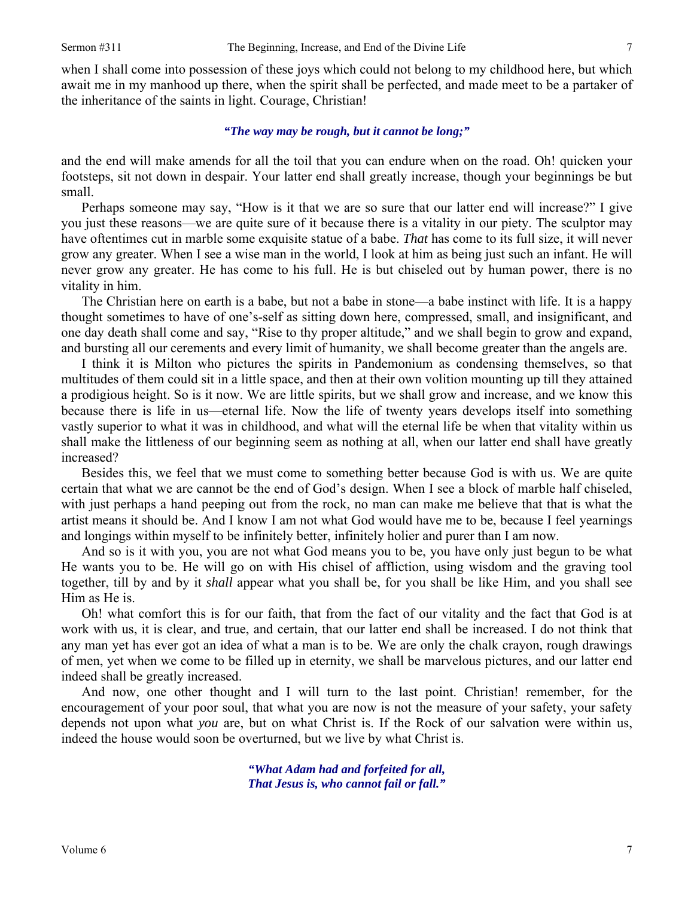when I shall come into possession of these joys which could not belong to my childhood here, but which await me in my manhood up there, when the spirit shall be perfected, and made meet to be a partaker of the inheritance of the saints in light. Courage, Christian!

*"The way may be rough, but it cannot be long;"*

and the end will make amends for all the toil that you can endure when on the road. Oh! quicken your footsteps, sit not down in despair. Your latter end shall greatly increase, though your beginnings be but small.

Perhaps someone may say, "How is it that we are so sure that our latter end will increase?" I give you just these reasons—we are quite sure of it because there is a vitality in our piety. The sculptor may have oftentimes cut in marble some exquisite statue of a babe. *That* has come to its full size, it will never grow any greater. When I see a wise man in the world, I look at him as being just such an infant. He will never grow any greater. He has come to his full. He is but chiseled out by human power, there is no vitality in him.

The Christian here on earth is a babe, but not a babe in stone—a babe instinct with life. It is a happy thought sometimes to have of one's-self as sitting down here, compressed, small, and insignificant, and one day death shall come and say, "Rise to thy proper altitude," and we shall begin to grow and expand, and bursting all our cerements and every limit of humanity, we shall become greater than the angels are.

I think it is Milton who pictures the spirits in Pandemonium as condensing themselves, so that multitudes of them could sit in a little space, and then at their own volition mounting up till they attained a prodigious height. So is it now. We are little spirits, but we shall grow and increase, and we know this because there is life in us—eternal life. Now the life of twenty years develops itself into something vastly superior to what it was in childhood, and what will the eternal life be when that vitality within us shall make the littleness of our beginning seem as nothing at all, when our latter end shall have greatly increased?

Besides this, we feel that we must come to something better because God is with us. We are quite certain that what we are cannot be the end of God's design. When I see a block of marble half chiseled, with just perhaps a hand peeping out from the rock, no man can make me believe that that is what the artist means it should be. And I know I am not what God would have me to be, because I feel yearnings and longings within myself to be infinitely better, infinitely holier and purer than I am now.

And so is it with you, you are not what God means you to be, you have only just begun to be what He wants you to be. He will go on with His chisel of affliction, using wisdom and the graving tool together, till by and by it *shall* appear what you shall be, for you shall be like Him, and you shall see Him as He is.

Oh! what comfort this is for our faith, that from the fact of our vitality and the fact that God is at work with us, it is clear, and true, and certain, that our latter end shall be increased. I do not think that any man yet has ever got an idea of what a man is to be. We are only the chalk crayon, rough drawings of men, yet when we come to be filled up in eternity, we shall be marvelous pictures, and our latter end indeed shall be greatly increased.

And now, one other thought and I will turn to the last point. Christian! remember, for the encouragement of your poor soul, that what you are now is not the measure of your safety, your safety depends not upon what *you* are, but on what Christ is. If the Rock of our salvation were within us, indeed the house would soon be overturned, but we live by what Christ is.

*"What Adam had and forfeited for all,*
*That Jesus is, who cannot fail or fall."*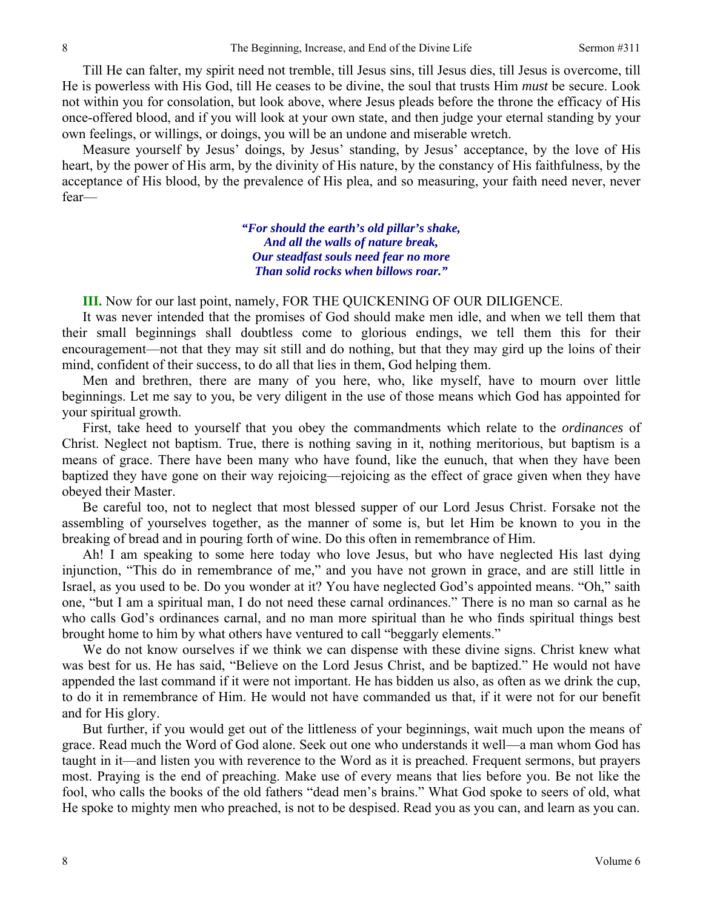Till He can falter, my spirit need not tremble, till Jesus sins, till Jesus dies, till Jesus is overcome, till He is powerless with His God, till He ceases to be divine, the soul that trusts Him *must* be secure. Look not within you for consolation, but look above, where Jesus pleads before the throne the efficacy of His once-offered blood, and if you will look at your own state, and then judge your eternal standing by your own feelings, or willings, or doings, you will be an undone and miserable wretch.

Measure yourself by Jesus' doings, by Jesus' standing, by Jesus' acceptance, by the love of His heart, by the power of His arm, by the divinity of His nature, by the constancy of His faithfulness, by the acceptance of His blood, by the prevalence of His plea, and so measuring, your faith need never, never fear—

> ***"For should the earth's old pillar's shake,***
> ***And all the walls of nature break,***
> ***Our steadfast souls need fear no more***
> ***Than solid rocks when billows roar."***

**III.** Now for our last point, namely, FOR THE QUICKENING OF OUR DILIGENCE.

It was never intended that the promises of God should make men idle, and when we tell them that their small beginnings shall doubtless come to glorious endings, we tell them this for their encouragement—not that they may sit still and do nothing, but that they may gird up the loins of their mind, confident of their success, to do all that lies in them, God helping them.

Men and brethren, there are many of you here, who, like myself, have to mourn over little beginnings. Let me say to you, be very diligent in the use of those means which God has appointed for your spiritual growth.

First, take heed to yourself that you obey the commandments which relate to the *ordinances* of Christ. Neglect not baptism. True, there is nothing saving in it, nothing meritorious, but baptism is a means of grace. There have been many who have found, like the eunuch, that when they have been baptized they have gone on their way rejoicing—rejoicing as the effect of grace given when they have obeyed their Master.

Be careful too, not to neglect that most blessed supper of our Lord Jesus Christ. Forsake not the assembling of yourselves together, as the manner of some is, but let Him be known to you in the breaking of bread and in pouring forth of wine. Do this often in remembrance of Him.

Ah! I am speaking to some here today who love Jesus, but who have neglected His last dying injunction, "This do in remembrance of me," and you have not grown in grace, and are still little in Israel, as you used to be. Do you wonder at it? You have neglected God's appointed means. "Oh," saith one, "but I am a spiritual man, I do not need these carnal ordinances." There is no man so carnal as he who calls God's ordinances carnal, and no man more spiritual than he who finds spiritual things best brought home to him by what others have ventured to call "beggarly elements."

We do not know ourselves if we think we can dispense with these divine signs. Christ knew what was best for us. He has said, "Believe on the Lord Jesus Christ, and be baptized." He would not have appended the last command if it were not important. He has bidden us also, as often as we drink the cup, to do it in remembrance of Him. He would not have commanded us that, if it were not for our benefit and for His glory.

But further, if you would get out of the littleness of your beginnings, wait much upon the means of grace. Read much the Word of God alone. Seek out one who understands it well—a man whom God has taught in it—and listen you with reverence to the Word as it is preached. Frequent sermons, but prayers most. Praying is the end of preaching. Make use of every means that lies before you. Be not like the fool, who calls the books of the old fathers "dead men's brains." What God spoke to seers of old, what He spoke to mighty men who preached, is not to be despised. Read you as you can, and learn as you can.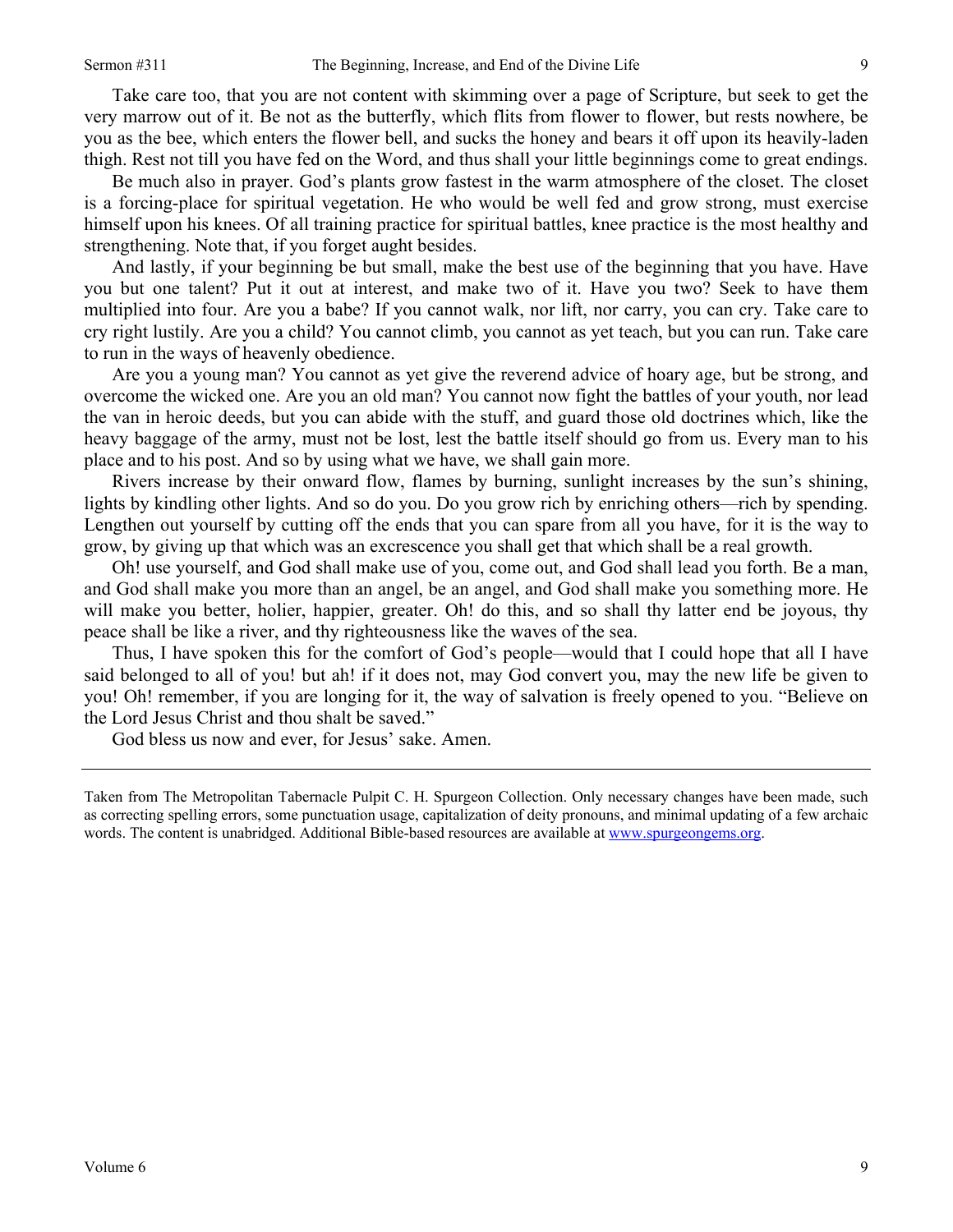Take care too, that you are not content with skimming over a page of Scripture, but seek to get the very marrow out of it. Be not as the butterfly, which flits from flower to flower, but rests nowhere, be you as the bee, which enters the flower bell, and sucks the honey and bears it off upon its heavily-laden thigh. Rest not till you have fed on the Word, and thus shall your little beginnings come to great endings.

Be much also in prayer. God's plants grow fastest in the warm atmosphere of the closet. The closet is a forcing-place for spiritual vegetation. He who would be well fed and grow strong, must exercise himself upon his knees. Of all training practice for spiritual battles, knee practice is the most healthy and strengthening. Note that, if you forget aught besides.

And lastly, if your beginning be but small, make the best use of the beginning that you have. Have you but one talent? Put it out at interest, and make two of it. Have you two? Seek to have them multiplied into four. Are you a babe? If you cannot walk, nor lift, nor carry, you can cry. Take care to cry right lustily. Are you a child? You cannot climb, you cannot as yet teach, but you can run. Take care to run in the ways of heavenly obedience.

Are you a young man? You cannot as yet give the reverend advice of hoary age, but be strong, and overcome the wicked one. Are you an old man? You cannot now fight the battles of your youth, nor lead the van in heroic deeds, but you can abide with the stuff, and guard those old doctrines which, like the heavy baggage of the army, must not be lost, lest the battle itself should go from us. Every man to his place and to his post. And so by using what we have, we shall gain more.

Rivers increase by their onward flow, flames by burning, sunlight increases by the sun's shining, lights by kindling other lights. And so do you. Do you grow rich by enriching others—rich by spending. Lengthen out yourself by cutting off the ends that you can spare from all you have, for it is the way to grow, by giving up that which was an excrescence you shall get that which shall be a real growth.

Oh! use yourself, and God shall make use of you, come out, and God shall lead you forth. Be a man, and God shall make you more than an angel, be an angel, and God shall make you something more. He will make you better, holier, happier, greater. Oh! do this, and so shall thy latter end be joyous, thy peace shall be like a river, and thy righteousness like the waves of the sea.

Thus, I have spoken this for the comfort of God's people—would that I could hope that all I have said belonged to all of you! but ah! if it does not, may God convert you, may the new life be given to you! Oh! remember, if you are longing for it, the way of salvation is freely opened to you. "Believe on the Lord Jesus Christ and thou shalt be saved."

God bless us now and ever, for Jesus' sake. Amen.

---

Taken from The Metropolitan Tabernacle Pulpit C. H. Spurgeon Collection. Only necessary changes have been made, such as correcting spelling errors, some punctuation usage, capitalization of deity pronouns, and minimal updating of a few archaic words. The content is unabridged. Additional Bible-based resources are available at www.spurgeongems.org.